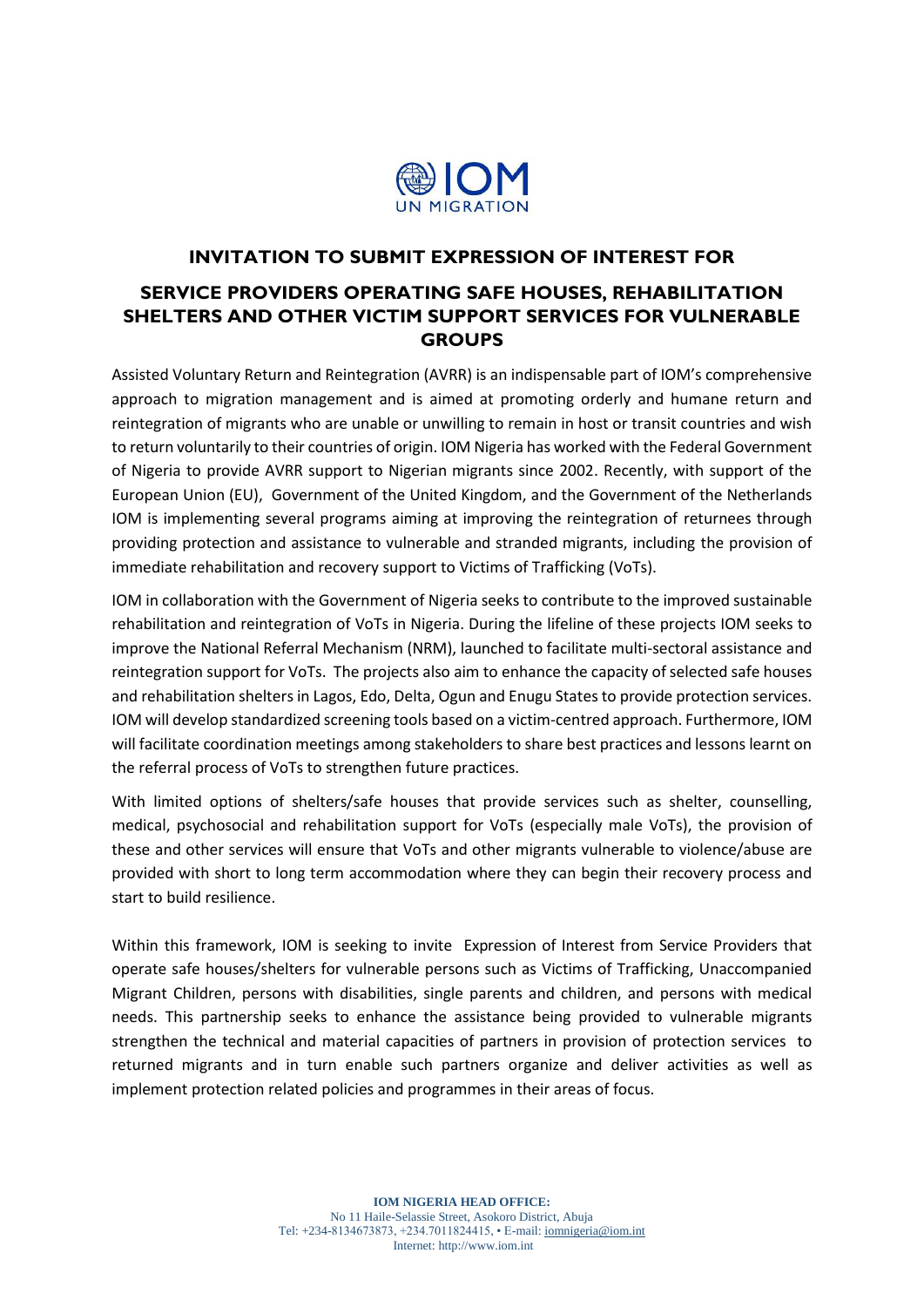# INVITATION TO SUBMIT EXPRESSION OF INTEREST FOR

## SERVICE PROVIDERS OPERATING SAFE HOUSES, REHABILITATION SHELTERS AND OTHER VICTIM SUPPORT SERVICES FOR VULNERABLE GROUPS

Assisted Voluntary Return and Reintegration (AVRR) is an indispensable part of IOM's comprehensive approach to migration management and is aimed at promoting orderly and humane return and reintegration of migrants who are unable or unwilling to remain in host or transit countries and wish to return voluntarily to their countries of origin. IOM Nigeria has worked with the Federal Government of Nigeria to provide AVRR support to Nigerian migrants since 2002. Recently, with support of the European Union (EU), Government of the United Kingdom, and the Government of the Netherlands IOM is implementing several programs aiming at improving the reintegration of returnees through providing protection and assistance to vulnerable and stranded migrants, including the provision of immediate rehabilitation and recovery support to Victims of Trafficking (VoTs).

IOM in collaboration with the Government of Nigeria seeks to contribute to the improved sustainable rehabilitation and reintegration of VoTs in Nigeria. During the lifeline of these projects IOM seeks to improve the National Referral Mechanism (NRM), launched to facilitate multi-sectoral assistance and reintegration support for VoTs. The projects also aim to enhance the capacity of selected safe houses and rehabilitation shelters in Lagos, Edo, Delta, Ogun and Enugu States to provide protection services. IOM will develop standardized screening tools based on a victim-centred approach. Furthermore, IOM will facilitate coordination meetings among stakeholders to share best practices and lessons learnt on the referral process of VoTs to strengthen future practices.

With limited options of shelters/safe houses that provide services such as shelter, counselling, medical, psychosocial and rehabilitation support for VoTs (especially male VoTs), the provision of these and other services will ensure that VoTs and other migrants vulnerable to violence/abuse are provided with short to long term accommodation where they can begin their recovery process and start to build resilience.

Within this framework, IOM is seeking to invite Expression of Interest from Service Providers that operate safe houses/shelters for vulnerable persons such as Victims of Trafficking, Unaccompanied Migrant Children, persons with disabilities, single parents and children, and persons with medical needs. This partnership seeks to enhance the assistance being provided to vulnerable migrants strengthen the technical and material capacities of partners in provision of protection services to returned migrants and in turn enable such partners organize and deliver activities as well as implement protection related policies and programmes in their areas of focus.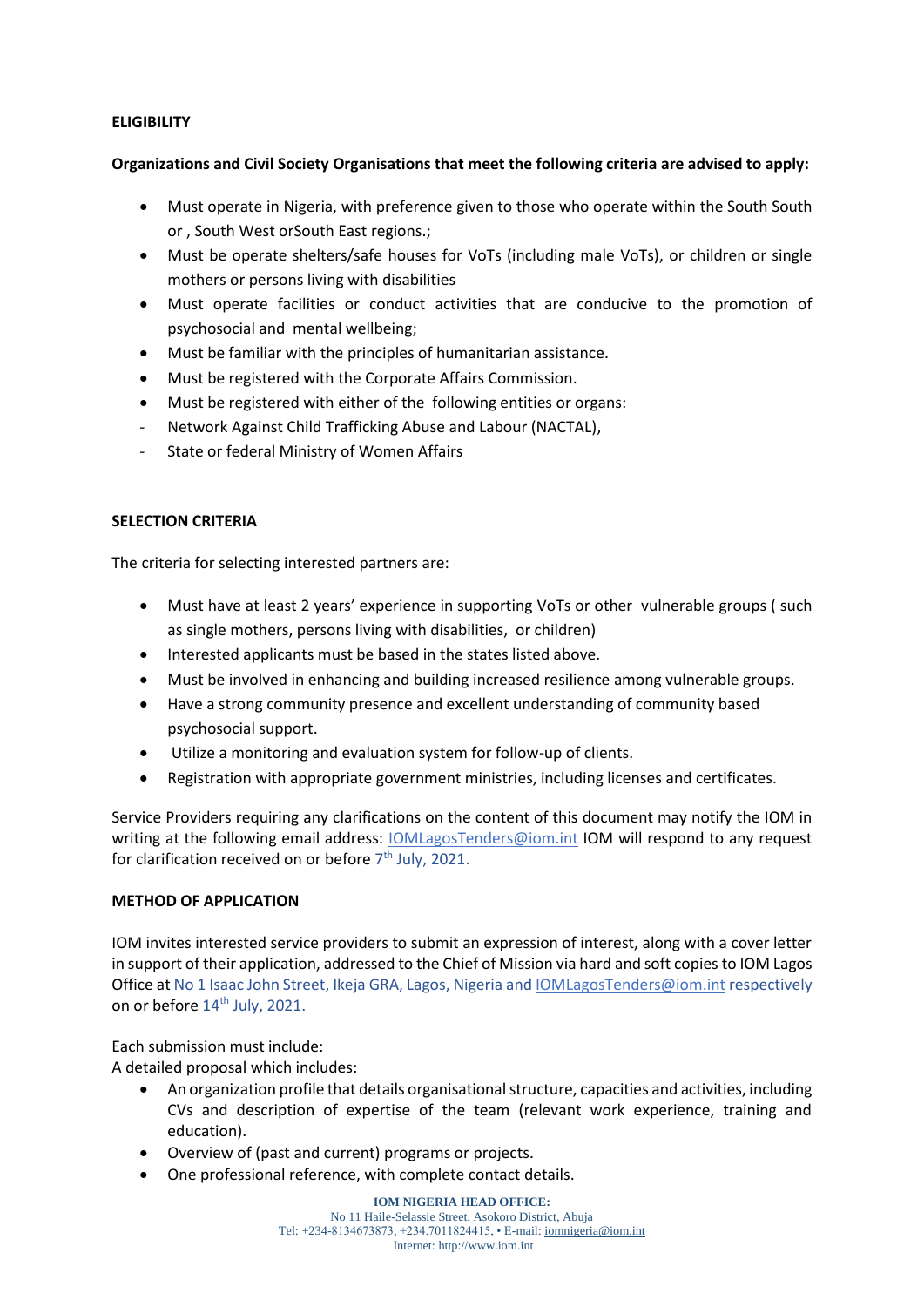**ELIGIBILITY**

**Organizations and Civil Society Organisations that meet the following criteria are advised to apply:**

- Must operate in Nigeria, with preference given to those who operate within the South South or , South West orSouth East regions.;
- Must be operate shelters/safe houses for VoTs (including male VoTs), or children or single mothers or persons living with disabilities
- Must operate facilities or conduct activities that are conducive to the promotion of psychosocial and mental wellbeing;
- Must be familiar with the principles of humanitarian assistance.
- Must be registered with the Corporate Affairs Commission.
- Must be registered with either of the following entities or organs:
  - Network Against Child Trafficking Abuse and Labour (NACTAL),
  - State or federal Ministry of Women Affairs

**SELECTION CRITERIA**

The criteria for selecting interested partners are:

- Must have at least 2 years' experience in supporting VoTs or other vulnerable groups ( such as single mothers, persons living with disabilities, or children)
- Interested applicants must be based in the states listed above.
- Must be involved in enhancing and building increased resilience among vulnerable groups.
- Have a strong community presence and excellent understanding of community based psychosocial support.
- Utilize a monitoring and evaluation system for follow-up of clients.
- Registration with appropriate government ministries, including licenses and certificates.

Service Providers requiring any clarifications on the content of this document may notify the IOM in writing at the following email address: IOMLagosTenders@iom.int IOM will respond to any request for clarification received on or before 7th July, 2021.

**METHOD OF APPLICATION**

IOM invites interested service providers to submit an expression of interest, along with a cover letter in support of their application, addressed to the Chief of Mission via hard and soft copies to IOM Lagos Office at No 1 Isaac John Street, Ikeja GRA, Lagos, Nigeria and IOMLagosTenders@iom.int respectively on or before 14th July, 2021.

Each submission must include:

A detailed proposal which includes:

- An organization profile that details organisational structure, capacities and activities, including CVs and description of expertise of the team (relevant work experience, training and education).
- Overview of (past and current) programs or projects.
- One professional reference, with complete contact details.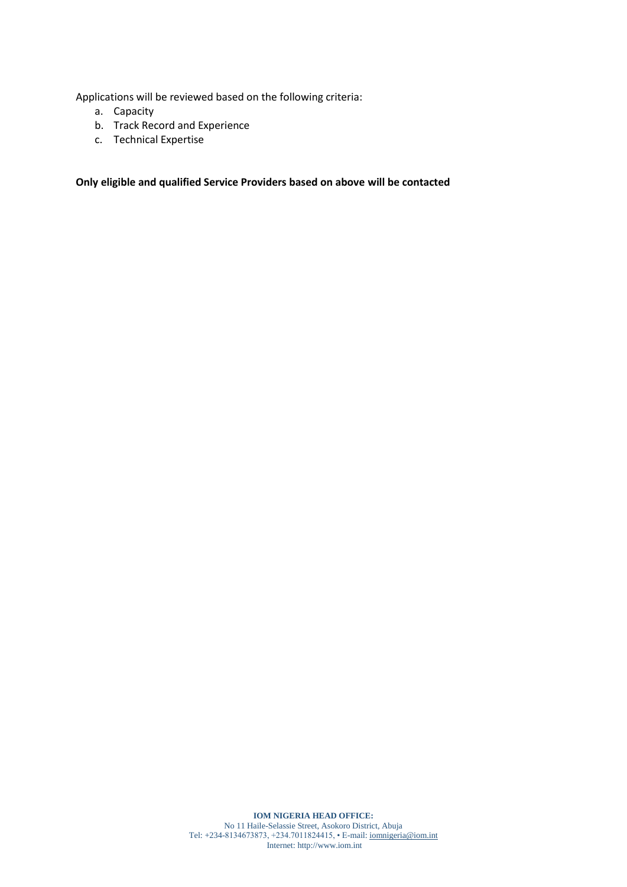Applications will be reviewed based on the following criteria:

a. Capacity
b. Track Record and Experience
c. Technical Expertise

**Only eligible and qualified Service Providers based on above will be contacted**